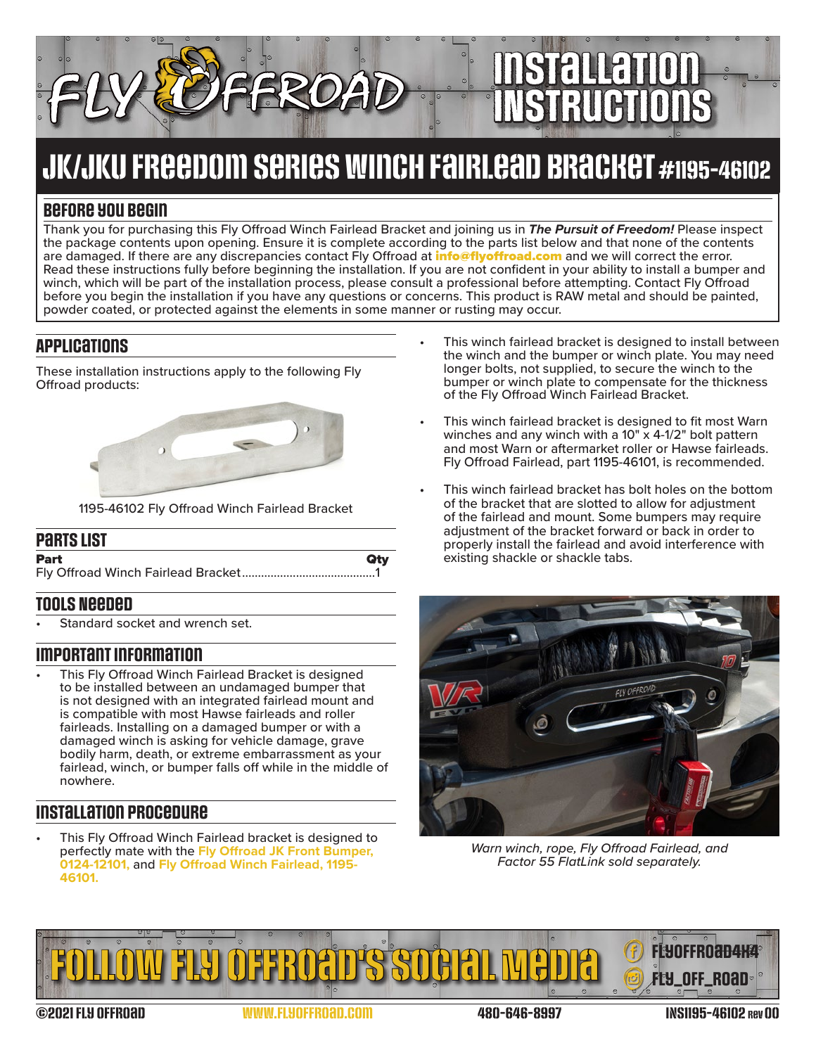# Installation Instructions

# JK/JKU Freedom Series Winch Fairlead Bracket #1195-46102

## Before You Begin

Thank you for purchasing this Fly Offroad Winch Fairlead Bracket and joining us in ***The Pursuit of Freedom!*** Please inspect the package contents upon opening. Ensure it is complete according to the parts list below and that none of the contents are damaged. If there are any discrepancies contact Fly Offroad at **info@flyoffroad.com** and we will correct the error. Read these instructions fully before beginning the installation. If you are not confident in your ability to install a bumper and winch, which will be part of the installation process, please consult a professional before attempting. Contact Fly Offroad before you begin the installation if you have any questions or concerns. This product is RAW metal and should be painted, powder coated, or protected against the elements in some manner or rusting may occur.

## Applications

These installation instructions apply to the following Fly Offroad products:

1195-46102 Fly Offroad Winch Fairlead Bracket

## Parts List

| Part | Qty |
|---|---|
| Fly Offroad Winch Fairlead Bracket | 1 |

## Tools Needed

- Standard socket and wrench set.

## Important Information

- This Fly Offroad Winch Fairlead Bracket is designed to be installed between an undamaged bumper that is not designed with an integrated fairlead mount and is compatible with most Hawse fairleads and roller fairleads. Installing on a damaged bumper or with a damaged winch is asking for vehicle damage, grave bodily harm, death, or extreme embarrassment as your fairlead, winch, or bumper falls off while in the middle of nowhere.

## Installation Procedure

- This Fly Offroad Winch Fairlead bracket is designed to perfectly mate with the **Fly Offroad JK Front Bumper, 0124-12101,** and **Fly Offroad Winch Fairlead, 1195-46101.**
- This winch fairlead bracket is designed to install between the winch and the bumper or winch plate. You may need longer bolts, not supplied, to secure the winch to the bumper or winch plate to compensate for the thickness of the Fly Offroad Winch Fairlead Bracket.
- This winch fairlead bracket is designed to fit most Warn winches and any winch with a 10" x 4-1/2" bolt pattern and most Warn or aftermarket roller or Hawse fairleads. Fly Offroad Fairlead, part 1195-46101, is recommended.
- This winch fairlead bracket has bolt holes on the bottom of the bracket that are slotted to allow for adjustment of the fairlead and mount. Some bumpers may require adjustment of the bracket forward or back in order to properly install the fairlead and avoid interference with existing shackle or shackle tabs.

*Warn winch, rope, Fly Offroad Fairlead, and Factor 55 FlatLink sold separately.*

Follow Fly Offroad's Social Media — FLYOFFROAD4X4 — FLY_OFF_ROAD

©2021 FLY OFFROAD WWW.FLYOFFROAD.COM 480-646-8997 INS1195-46102 Rev 00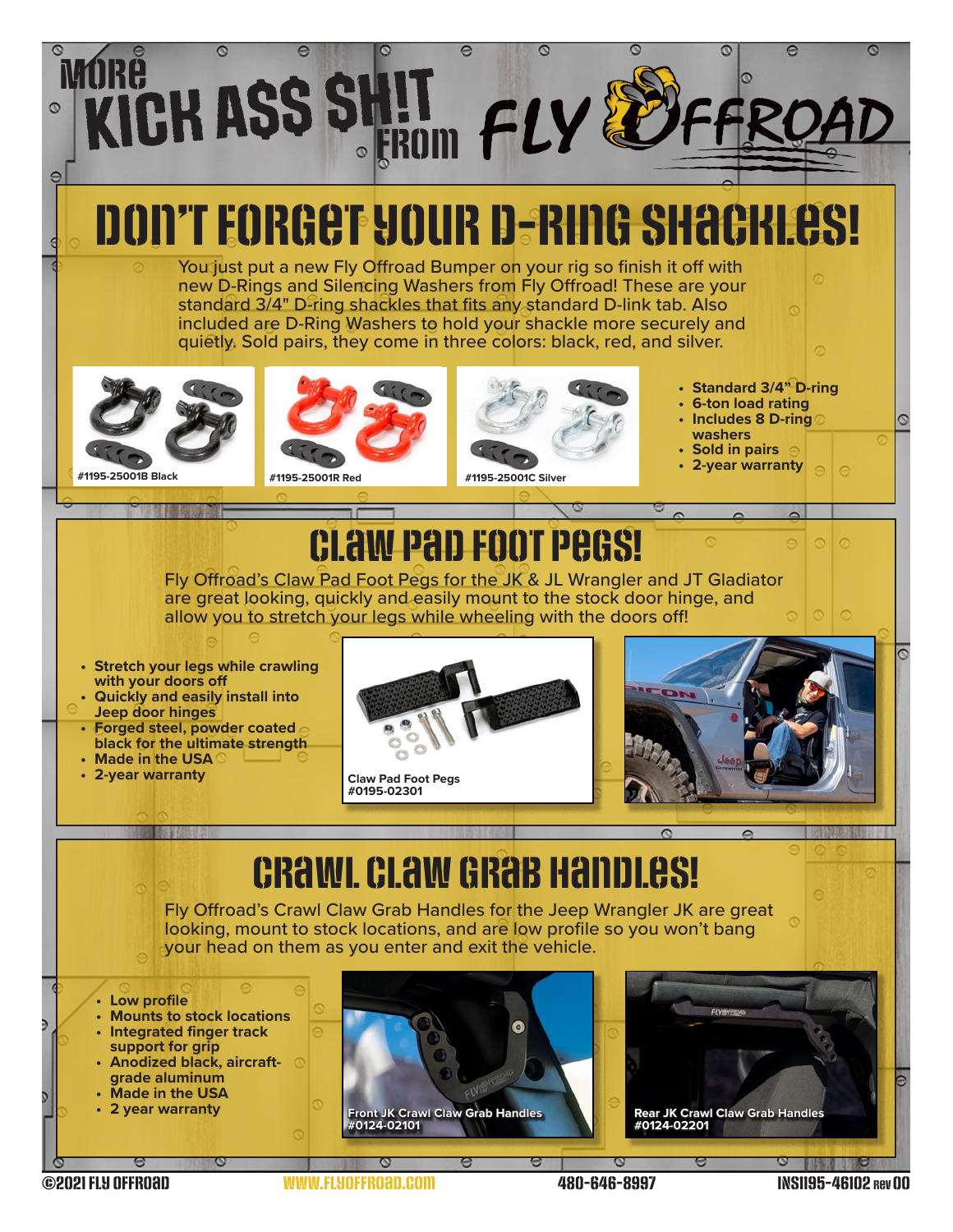# MORE KICK ASS SH!T FROM FLY OFFROAD

## DON'T FORGET YOUR D-RING SHACKLES!

You just put a new Fly Offroad Bumper on your rig so finish it off with new D-Rings and Silencing Washers from Fly Offroad! These are your standard 3/4" D-ring shackles that fits any standard D-link tab. Also included are D-Ring Washers to hold your shackle more securely and quietly. Sold pairs, they come in three colors: black, red, and silver.

#1195-25001B Black

#1195-25001R Red

#1195-25001C Silver

- **Standard 3/4" D-ring**
- **6-ton load rating**
- **Includes 8 D-ring washers**
- **Sold in pairs**
- **2-year warranty**

## CLAW PAD FOOT PEGS!

Fly Offroad's Claw Pad Foot Pegs for the JK & JL Wrangler and JT Gladiator are great looking, quickly and easily mount to the stock door hinge, and allow you to stretch your legs while wheeling with the doors off!

- **Stretch your legs while crawling with your doors off**
- **Quickly and easily install into Jeep door hinges**
- **Forged steel, powder coated black for the ultimate strength**
- **Made in the USA**
- **2-year warranty**

**Claw Pad Foot Pegs #0195-02301**

## CRAWL CLAW GRAB HANDLES!

Fly Offroad's Crawl Claw Grab Handles for the Jeep Wrangler JK are great looking, mount to stock locations, and are low profile so you won't bang your head on them as you enter and exit the vehicle.

- **Low profile**
- **Mounts to stock locations**
- **Integrated finger track support for grip**
- **Anodized black, aircraft-grade aluminum**
- **Made in the USA**
- **2 year warranty**

**Front JK Crawl Claw Grab Handles #0124-02101**

**Rear JK Crawl Claw Grab Handles #0124-02201**

©2021 FLY OFFROAD WWW.FLYOFFROAD.COM 480-646-8997 INS1195-46102 REV 00